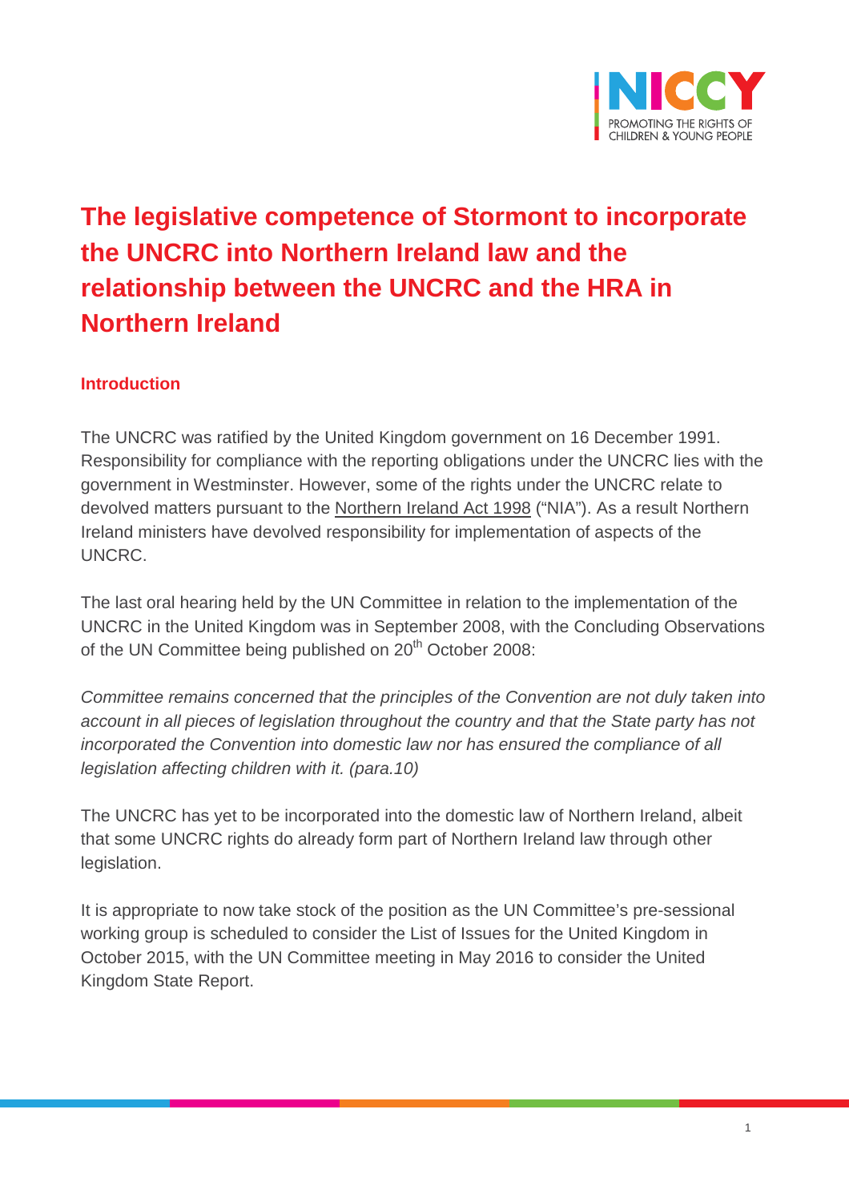# The legislative competence of Stormont to incorporate the UNCRC into Northern Ireland law and the relationship between the UNCRC and the HRA in Northern Ireland

## Introduction

The UNCRC was ratified by the United Kingdom government on 16 December 1991. Responsibility for compliance with the reporting obligations under the UNCRC lies with the government in Westminster. However, some of the rights under the UNCRC relate to devolved matters pursuant to the Northern Ireland Act 1998 ("NIA"). As a result Northern Ireland ministers have devolved responsibility for implementation of aspects of the UNCRC.

The last oral hearing held by the UN Committee in relation to the implementation of the UNCRC in the United Kingdom was in September 2008, with the Concluding Observations of the UN Committee being published on 20th October 2008:

*Committee remains concerned that the principles of the Convention are not duly taken into account in all pieces of legislation throughout the country and that the State party has not incorporated the Convention into domestic law nor has ensured the compliance of all legislation affecting children with it. (para.10)*

The UNCRC has yet to be incorporated into the domestic law of Northern Ireland, albeit that some UNCRC rights do already form part of Northern Ireland law through other legislation.

It is appropriate to now take stock of the position as the UN Committee's pre-sessional working group is scheduled to consider the List of Issues for the United Kingdom in October 2015, with the UN Committee meeting in May 2016 to consider the United Kingdom State Report.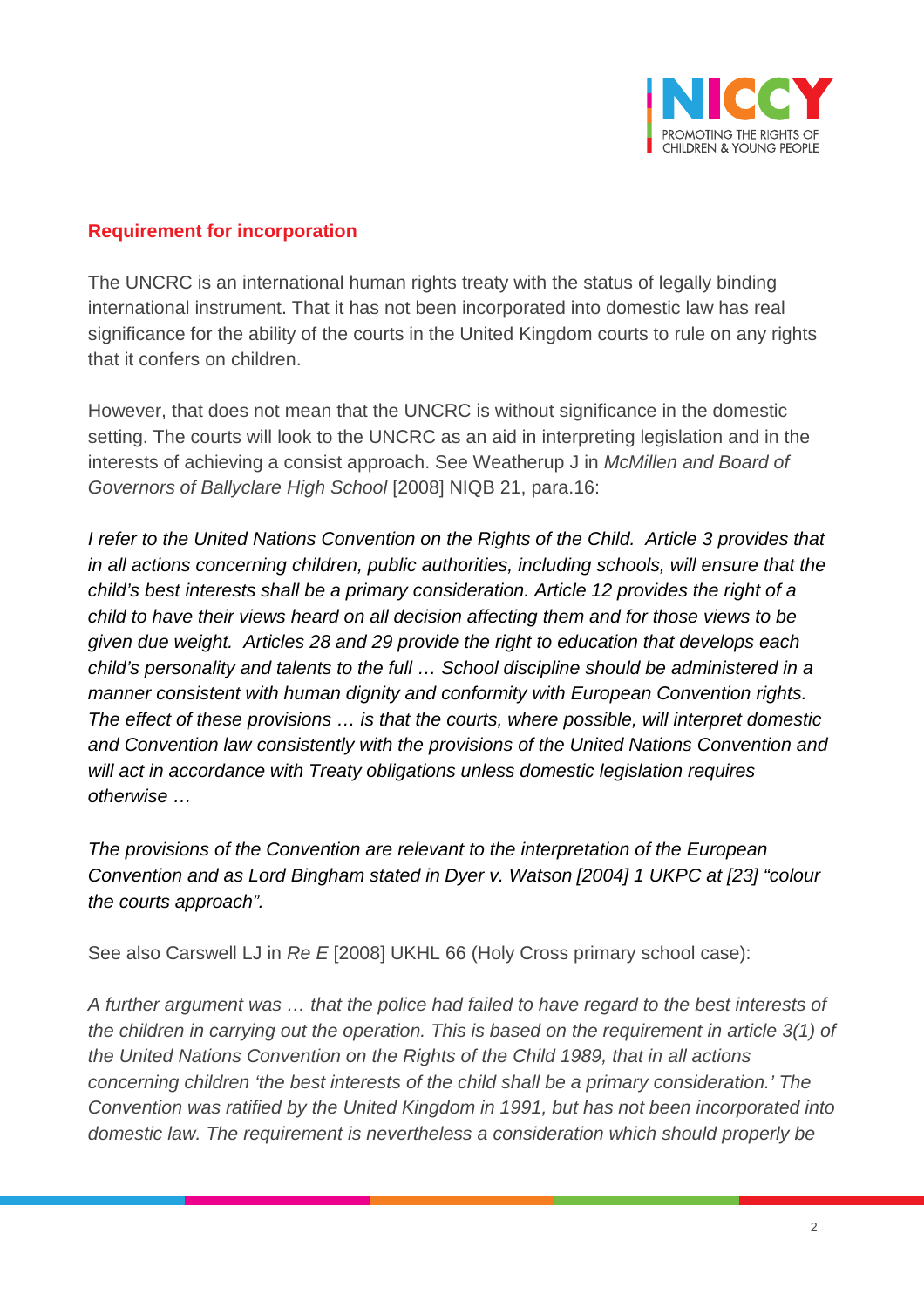## Requirement for incorporation

The UNCRC is an international human rights treaty with the status of legally binding international instrument. That it has not been incorporated into domestic law has real significance for the ability of the courts in the United Kingdom courts to rule on any rights that it confers on children.

However, that does not mean that the UNCRC is without significance in the domestic setting. The courts will look to the UNCRC as an aid in interpreting legislation and in the interests of achieving a consist approach. See Weatherup J in *McMillen and Board of Governors of Ballyclare High School* [2008] NIQB 21, para.16:

*I refer to the United Nations Convention on the Rights of the Child. Article 3 provides that in all actions concerning children, public authorities, including schools, will ensure that the child's best interests shall be a primary consideration. Article 12 provides the right of a child to have their views heard on all decision affecting them and for those views to be given due weight. Articles 28 and 29 provide the right to education that develops each child's personality and talents to the full … School discipline should be administered in a manner consistent with human dignity and conformity with European Convention rights. The effect of these provisions … is that the courts, where possible, will interpret domestic and Convention law consistently with the provisions of the United Nations Convention and will act in accordance with Treaty obligations unless domestic legislation requires otherwise …*

*The provisions of the Convention are relevant to the interpretation of the European Convention and as Lord Bingham stated in Dyer v. Watson [2004] 1 UKPC at [23] "colour the courts approach".*

See also Carswell LJ in *Re E* [2008] UKHL 66 (Holy Cross primary school case):

*A further argument was … that the police had failed to have regard to the best interests of the children in carrying out the operation. This is based on the requirement in article 3(1) of the United Nations Convention on the Rights of the Child 1989, that in all actions concerning children 'the best interests of the child shall be a primary consideration.' The Convention was ratified by the United Kingdom in 1991, but has not been incorporated into domestic law. The requirement is nevertheless a consideration which should properly be*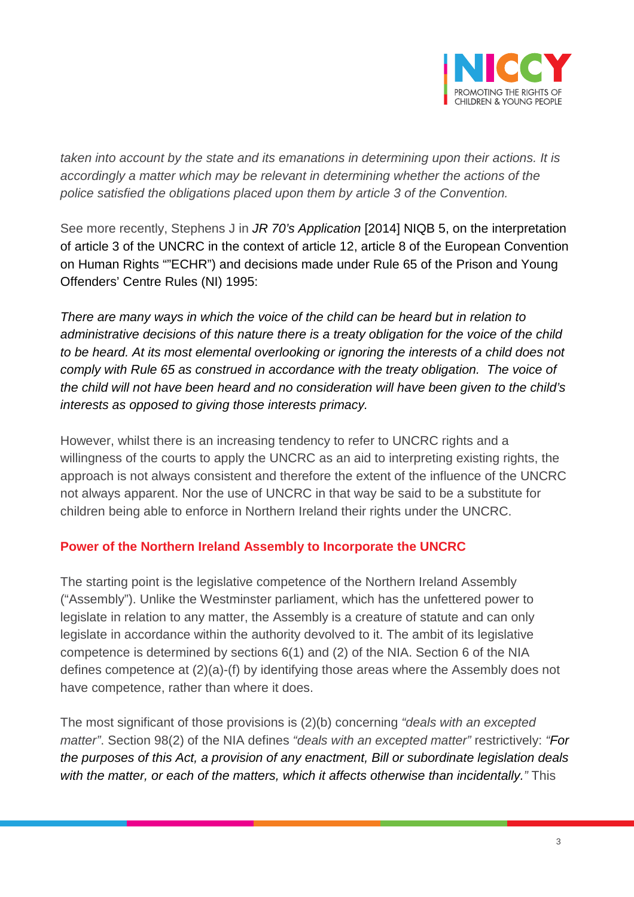*taken into account by the state and its emanations in determining upon their actions. It is accordingly a matter which may be relevant in determining whether the actions of the police satisfied the obligations placed upon them by article 3 of the Convention.*

See more recently, Stephens J in *JR 70's Application* [2014] NIQB 5, on the interpretation of article 3 of the UNCRC in the context of article 12, article 8 of the European Convention on Human Rights ""ECHR") and decisions made under Rule 65 of the Prison and Young Offenders' Centre Rules (NI) 1995:

*There are many ways in which the voice of the child can be heard but in relation to administrative decisions of this nature there is a treaty obligation for the voice of the child to be heard. At its most elemental overlooking or ignoring the interests of a child does not comply with Rule 65 as construed in accordance with the treaty obligation. The voice of the child will not have been heard and no consideration will have been given to the child's interests as opposed to giving those interests primacy.*

However, whilst there is an increasing tendency to refer to UNCRC rights and a willingness of the courts to apply the UNCRC as an aid to interpreting existing rights, the approach is not always consistent and therefore the extent of the influence of the UNCRC not always apparent. Nor the use of UNCRC in that way be said to be a substitute for children being able to enforce in Northern Ireland their rights under the UNCRC.

## Power of the Northern Ireland Assembly to Incorporate the UNCRC

The starting point is the legislative competence of the Northern Ireland Assembly ("Assembly"). Unlike the Westminster parliament, which has the unfettered power to legislate in relation to any matter, the Assembly is a creature of statute and can only legislate in accordance within the authority devolved to it. The ambit of its legislative competence is determined by sections 6(1) and (2) of the NIA. Section 6 of the NIA defines competence at (2)(a)-(f) by identifying those areas where the Assembly does not have competence, rather than where it does.

The most significant of those provisions is (2)(b) concerning *"deals with an excepted matter"*. Section 98(2) of the NIA defines *"deals with an excepted matter"* restrictively: *"For the purposes of this Act, a provision of any enactment, Bill or subordinate legislation deals with the matter, or each of the matters, which it affects otherwise than incidentally."* This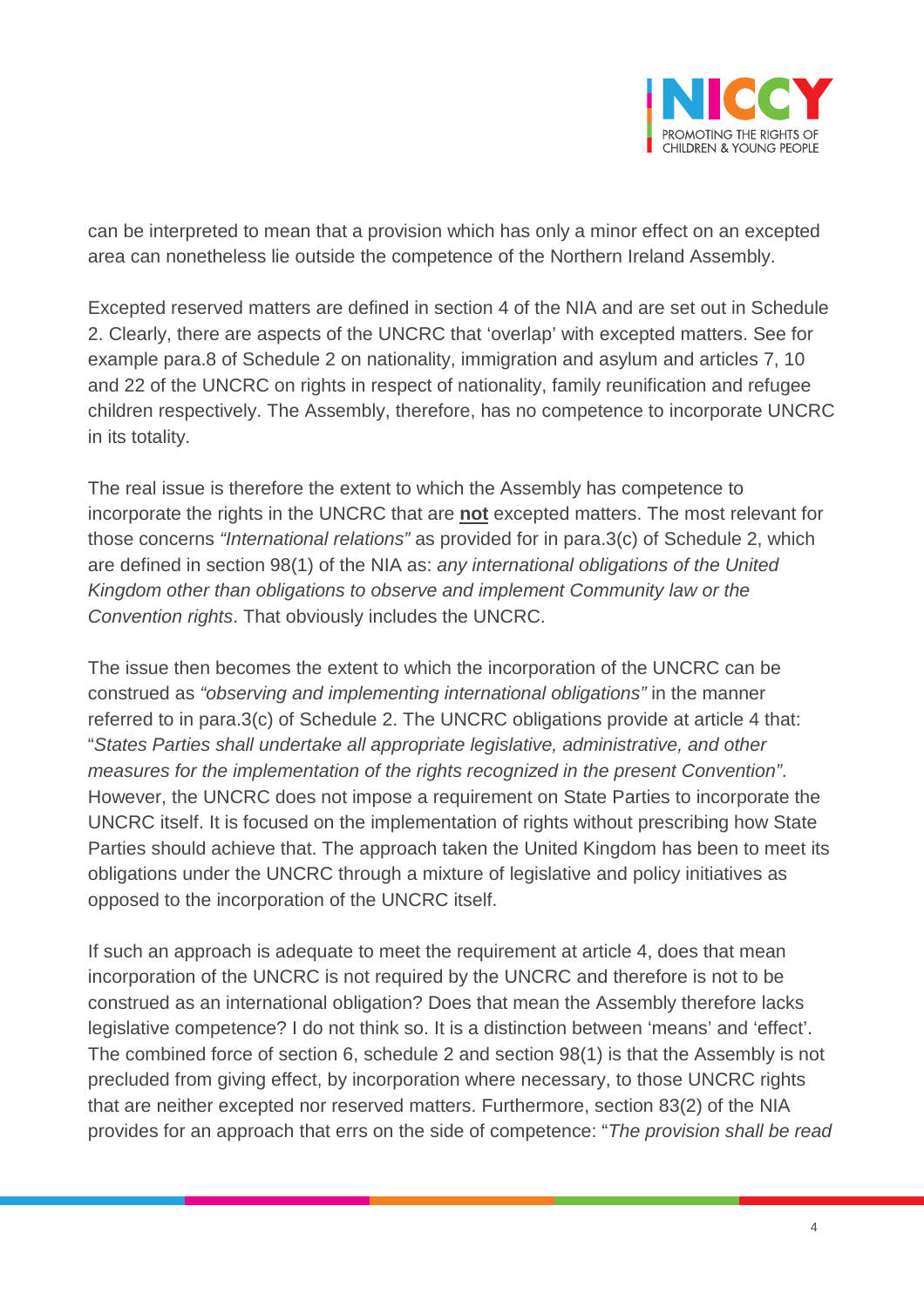can be interpreted to mean that a provision which has only a minor effect on an excepted area can nonetheless lie outside the competence of the Northern Ireland Assembly.

Excepted reserved matters are defined in section 4 of the NIA and are set out in Schedule 2. Clearly, there are aspects of the UNCRC that 'overlap' with excepted matters. See for example para.8 of Schedule 2 on nationality, immigration and asylum and articles 7, 10 and 22 of the UNCRC on rights in respect of nationality, family reunification and refugee children respectively. The Assembly, therefore, has no competence to incorporate UNCRC in its totality.

The real issue is therefore the extent to which the Assembly has competence to incorporate the rights in the UNCRC that are **not** excepted matters. The most relevant for those concerns *"International relations"* as provided for in para.3(c) of Schedule 2, which are defined in section 98(1) of the NIA as: *any international obligations of the United Kingdom other than obligations to observe and implement Community law or the Convention rights*. That obviously includes the UNCRC.

The issue then becomes the extent to which the incorporation of the UNCRC can be construed as *"observing and implementing international obligations"* in the manner referred to in para.3(c) of Schedule 2. The UNCRC obligations provide at article 4 that: "*States Parties shall undertake all appropriate legislative, administrative, and other measures for the implementation of the rights recognized in the present Convention"*. However, the UNCRC does not impose a requirement on State Parties to incorporate the UNCRC itself. It is focused on the implementation of rights without prescribing how State Parties should achieve that. The approach taken the United Kingdom has been to meet its obligations under the UNCRC through a mixture of legislative and policy initiatives as opposed to the incorporation of the UNCRC itself.

If such an approach is adequate to meet the requirement at article 4, does that mean incorporation of the UNCRC is not required by the UNCRC and therefore is not to be construed as an international obligation? Does that mean the Assembly therefore lacks legislative competence? I do not think so. It is a distinction between 'means' and 'effect'. The combined force of section 6, schedule 2 and section 98(1) is that the Assembly is not precluded from giving effect, by incorporation where necessary, to those UNCRC rights that are neither excepted nor reserved matters. Furthermore, section 83(2) of the NIA provides for an approach that errs on the side of competence: "*The provision shall be read*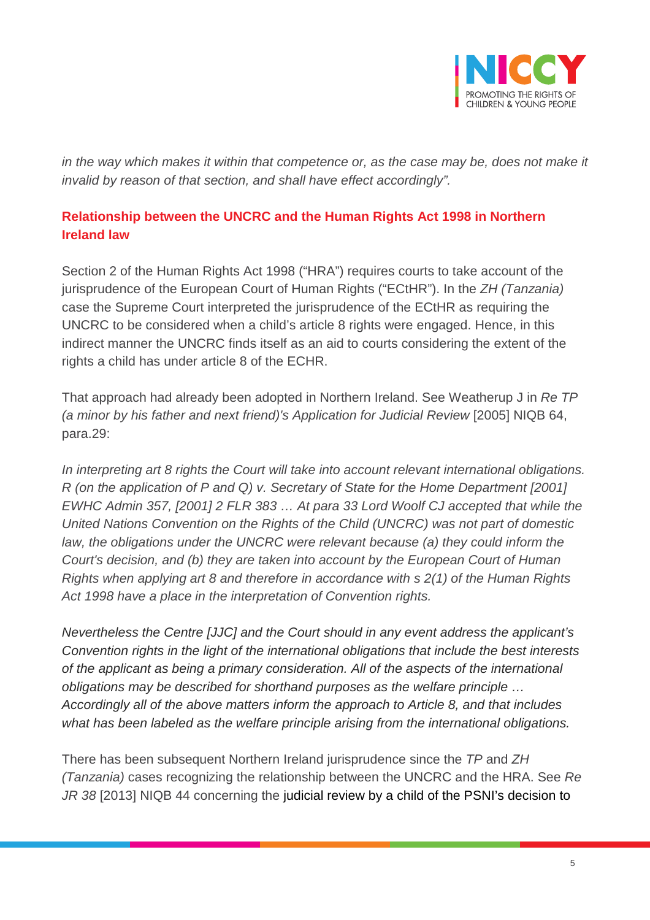*in the way which makes it within that competence or, as the case may be, does not make it invalid by reason of that section, and shall have effect accordingly".*

## Relationship between the UNCRC and the Human Rights Act 1998 in Northern Ireland law

Section 2 of the Human Rights Act 1998 ("HRA") requires courts to take account of the jurisprudence of the European Court of Human Rights ("ECtHR"). In the *ZH (Tanzania)* case the Supreme Court interpreted the jurisprudence of the ECtHR as requiring the UNCRC to be considered when a child's article 8 rights were engaged. Hence, in this indirect manner the UNCRC finds itself as an aid to courts considering the extent of the rights a child has under article 8 of the ECHR.

That approach had already been adopted in Northern Ireland. See Weatherup J in *Re TP (a minor by his father and next friend)'s Application for Judicial Review* [2005] NIQB 64, para.29:

*In interpreting art 8 rights the Court will take into account relevant international obligations. R (on the application of P and Q) v. Secretary of State for the Home Department [2001] EWHC Admin 357, [2001] 2 FLR 383 … At para 33 Lord Woolf CJ accepted that while the United Nations Convention on the Rights of the Child (UNCRC) was not part of domestic law, the obligations under the UNCRC were relevant because (a) they could inform the Court's decision, and (b) they are taken into account by the European Court of Human Rights when applying art 8 and therefore in accordance with s 2(1) of the Human Rights Act 1998 have a place in the interpretation of Convention rights.*

*Nevertheless the Centre [JJC] and the Court should in any event address the applicant's Convention rights in the light of the international obligations that include the best interests of the applicant as being a primary consideration. All of the aspects of the international obligations may be described for shorthand purposes as the welfare principle … Accordingly all of the above matters inform the approach to Article 8, and that includes what has been labeled as the welfare principle arising from the international obligations.*

There has been subsequent Northern Ireland jurisprudence since the *TP* and *ZH (Tanzania)* cases recognizing the relationship between the UNCRC and the HRA. See *Re JR 38* [2013] NIQB 44 concerning the judicial review by a child of the PSNI's decision to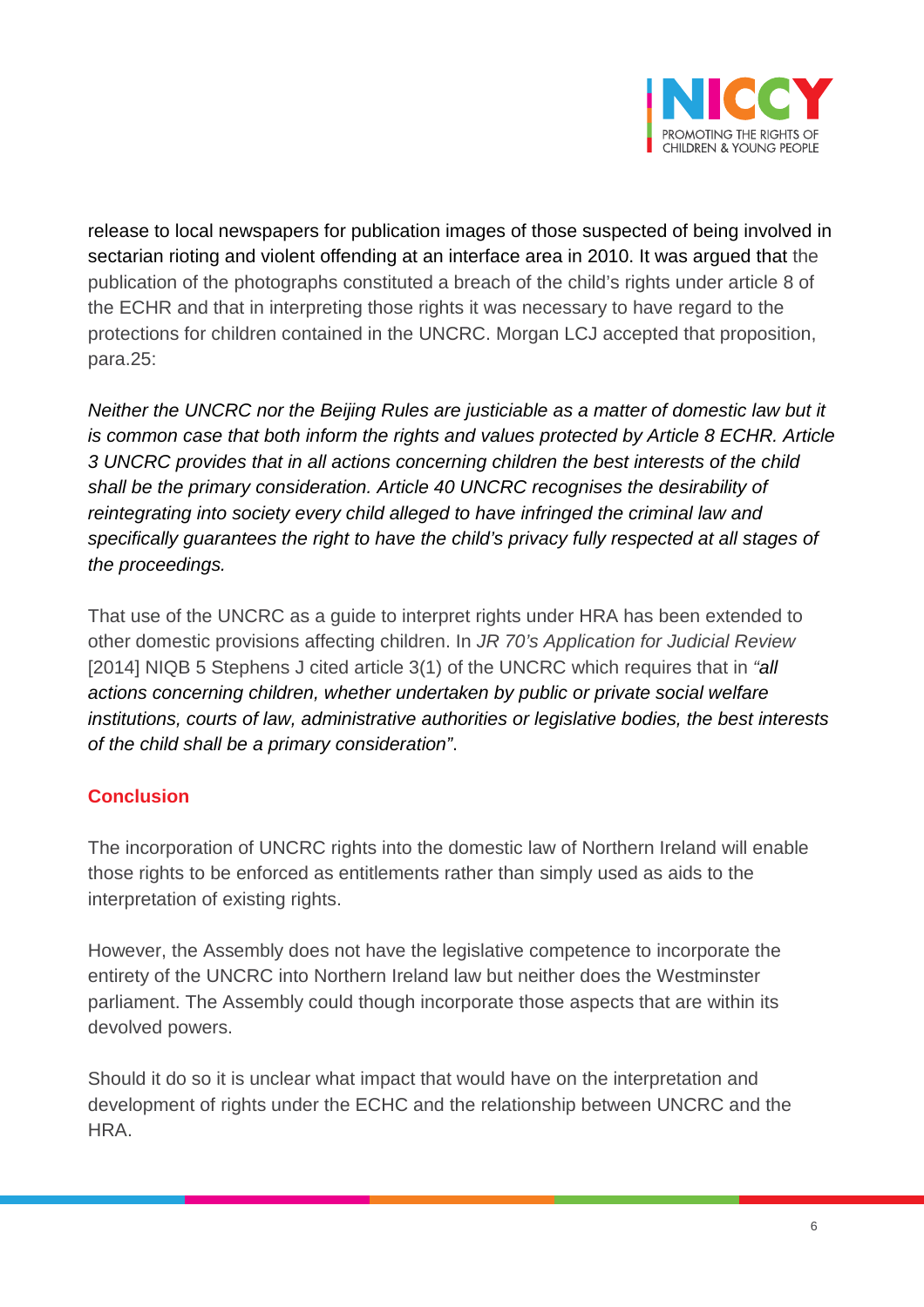release to local newspapers for publication images of those suspected of being involved in sectarian rioting and violent offending at an interface area in 2010. It was argued that the publication of the photographs constituted a breach of the child's rights under article 8 of the ECHR and that in interpreting those rights it was necessary to have regard to the protections for children contained in the UNCRC. Morgan LCJ accepted that proposition, para.25:

*Neither the UNCRC nor the Beijing Rules are justiciable as a matter of domestic law but it is common case that both inform the rights and values protected by Article 8 ECHR. Article 3 UNCRC provides that in all actions concerning children the best interests of the child shall be the primary consideration. Article 40 UNCRC recognises the desirability of reintegrating into society every child alleged to have infringed the criminal law and specifically guarantees the right to have the child's privacy fully respected at all stages of the proceedings.*

That use of the UNCRC as a guide to interpret rights under HRA has been extended to other domestic provisions affecting children. In *JR 70's Application for Judicial Review* [2014] NIQB 5 Stephens J cited article 3(1) of the UNCRC which requires that in *"all actions concerning children, whether undertaken by public or private social welfare institutions, courts of law, administrative authorities or legislative bodies, the best interests of the child shall be a primary consideration"*.

## Conclusion

The incorporation of UNCRC rights into the domestic law of Northern Ireland will enable those rights to be enforced as entitlements rather than simply used as aids to the interpretation of existing rights.

However, the Assembly does not have the legislative competence to incorporate the entirety of the UNCRC into Northern Ireland law but neither does the Westminster parliament. The Assembly could though incorporate those aspects that are within its devolved powers.

Should it do so it is unclear what impact that would have on the interpretation and development of rights under the ECHC and the relationship between UNCRC and the HRA.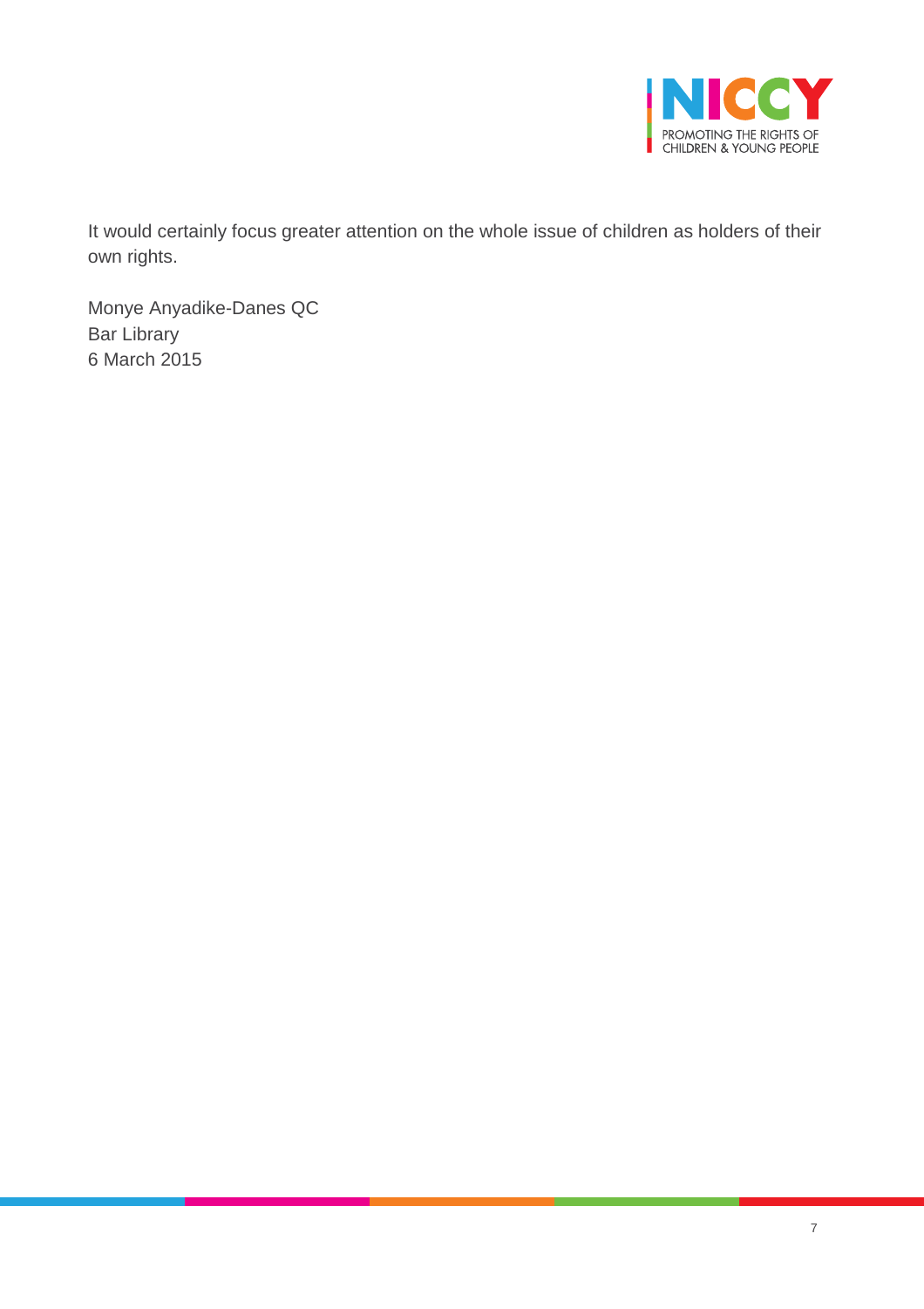It would certainly focus greater attention on the whole issue of children as holders of their own rights.

Monye Anyadike-Danes QC
Bar Library
6 March 2015